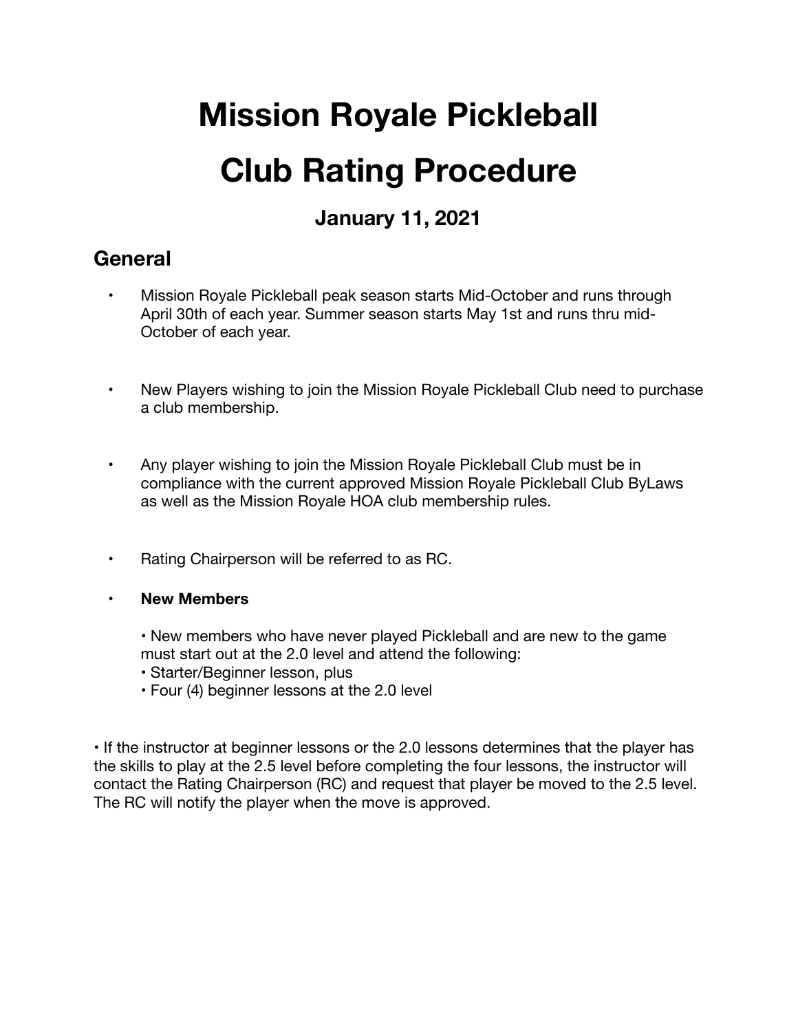# Mission Royale Pickleball

# Club Rating Procedure

### January 11, 2021

## General

- Mission Royale Pickleball peak season starts Mid-October and runs through April 30th of each year. Summer season starts May 1st and runs thru mid-October of each year.

- New Players wishing to join the Mission Royale Pickleball Club need to purchase a club membership.

- Any player wishing to join the Mission Royale Pickleball Club must be in compliance with the current approved Mission Royale Pickleball Club ByLaws as well as the Mission Royale HOA club membership rules.

- Rating Chairperson will be referred to as RC.

- **New Members**

  • New members who have never played Pickleball and are new to the game must start out at the 2.0 level and attend the following:
  • Starter/Beginner lesson, plus
  • Four (4) beginner lessons at the 2.0 level

• If the instructor at beginner lessons or the 2.0 lessons determines that the player has the skills to play at the 2.5 level before completing the four lessons, the instructor will contact the Rating Chairperson (RC) and request that player be moved to the 2.5 level. The RC will notify the player when the move is approved.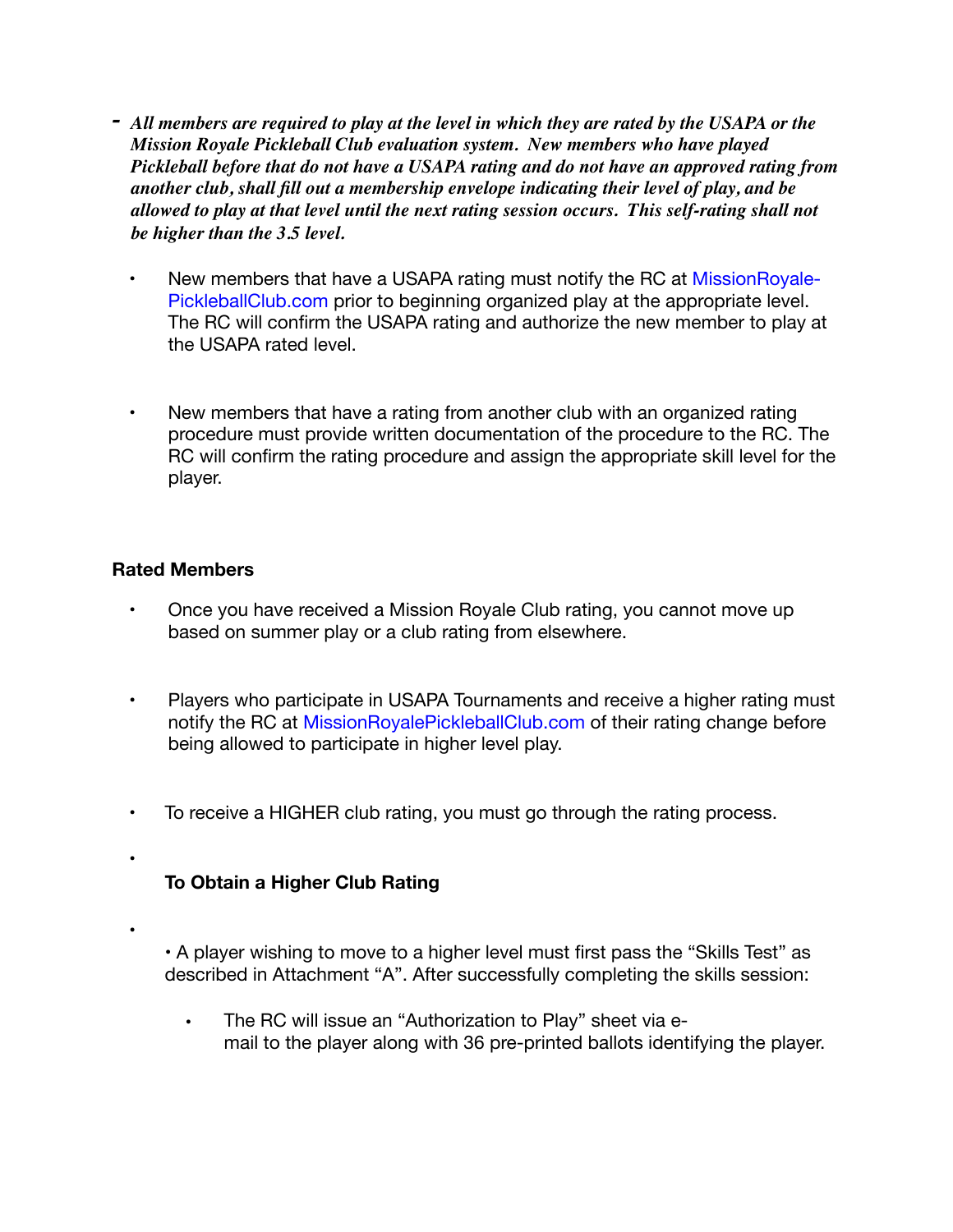- ***All members are required to play at the level in which they are rated by the USAPA or the Mission Royale Pickleball Club evaluation system. New members who have played Pickleball before that do not have a USAPA rating and do not have an approved rating from another club, shall fill out a membership envelope indicating their level of play, and be allowed to play at that level until the next rating session occurs. This self-rating shall not be higher than the 3.5 level.***

  - New members that have a USAPA rating must notify the RC at MissionRoyale-PickleballClub.com prior to beginning organized play at the appropriate level. The RC will confirm the USAPA rating and authorize the new member to play at the USAPA rated level.

  - New members that have a rating from another club with an organized rating procedure must provide written documentation of the procedure to the RC. The RC will confirm the rating procedure and assign the appropriate skill level for the player.

**Rated Members**

- Once you have received a Mission Royale Club rating, you cannot move up based on summer play or a club rating from elsewhere.

- Players who participate in USAPA Tournaments and receive a higher rating must notify the RC at MissionRoyalePickleballClub.com of their rating change before being allowed to participate in higher level play.

- To receive a HIGHER club rating, you must go through the rating process.

- **To Obtain a Higher Club Rating**

- • A player wishing to move to a higher level must first pass the "Skills Test" as described in Attachment "A". After successfully completing the skills session:

  - The RC will issue an "Authorization to Play" sheet via e-mail to the player along with 36 pre-printed ballots identifying the player.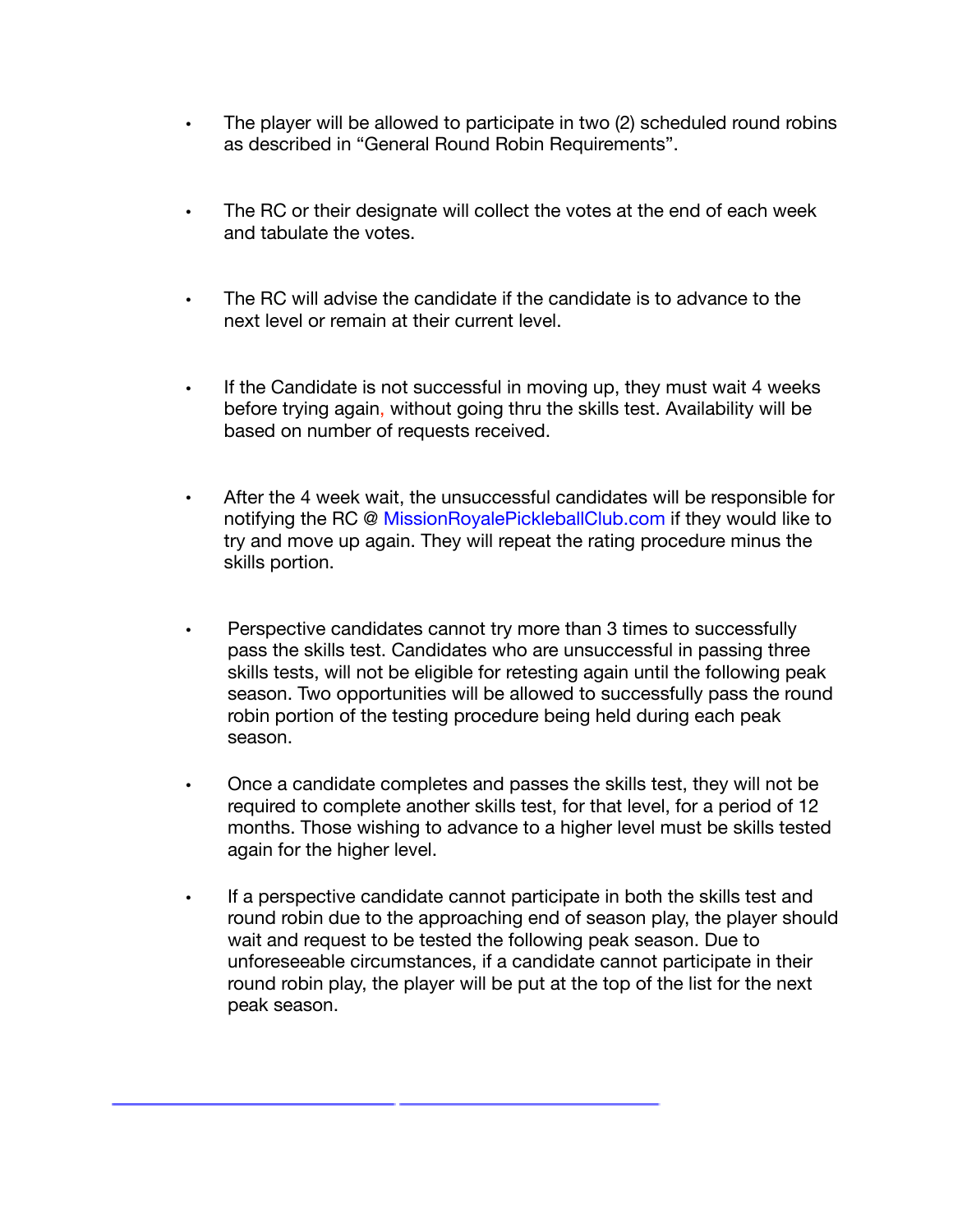- The player will be allowed to participate in two (2) scheduled round robins as described in "General Round Robin Requirements".

- The RC or their designate will collect the votes at the end of each week and tabulate the votes.

- The RC will advise the candidate if the candidate is to advance to the next level or remain at their current level.

- If the Candidate is not successful in moving up, they must wait 4 weeks before trying again, without going thru the skills test. Availability will be based on number of requests received.

- After the 4 week wait, the unsuccessful candidates will be responsible for notifying the RC @ MissionRoyalePickleballClub.com if they would like to try and move up again. They will repeat the rating procedure minus the skills portion.

- Perspective candidates cannot try more than 3 times to successfully pass the skills test. Candidates who are unsuccessful in passing three skills tests, will not be eligible for retesting again until the following peak season. Two opportunities will be allowed to successfully pass the round robin portion of the testing procedure being held during each peak season.

- Once a candidate completes and passes the skills test, they will not be required to complete another skills test, for that level, for a period of 12 months. Those wishing to advance to a higher level must be skills tested again for the higher level.

- If a perspective candidate cannot participate in both the skills test and round robin due to the approaching end of season play, the player should wait and request to be tested the following peak season. Due to unforeseeable circumstances, if a candidate cannot participate in their round robin play, the player will be put at the top of the list for the next peak season.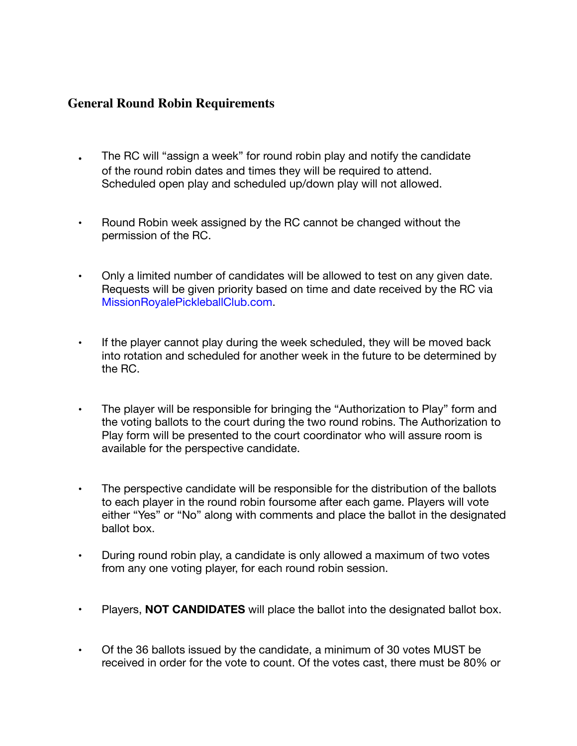## General Round Robin Requirements

- The RC will "assign a week" for round robin play and notify the candidate of the round robin dates and times they will be required to attend. Scheduled open play and scheduled up/down play will not allowed.
- Round Robin week assigned by the RC cannot be changed without the permission of the RC.
- Only a limited number of candidates will be allowed to test on any given date. Requests will be given priority based on time and date received by the RC via MissionRoyalePickleballClub.com.
- If the player cannot play during the week scheduled, they will be moved back into rotation and scheduled for another week in the future to be determined by the RC.
- The player will be responsible for bringing the "Authorization to Play" form and the voting ballots to the court during the two round robins. The Authorization to Play form will be presented to the court coordinator who will assure room is available for the perspective candidate.
- The perspective candidate will be responsible for the distribution of the ballots to each player in the round robin foursome after each game. Players will vote either "Yes" or "No" along with comments and place the ballot in the designated ballot box.
- During round robin play, a candidate is only allowed a maximum of two votes from any one voting player, for each round robin session.
- Players, **NOT CANDIDATES** will place the ballot into the designated ballot box.
- Of the 36 ballots issued by the candidate, a minimum of 30 votes MUST be received in order for the vote to count. Of the votes cast, there must be 80% or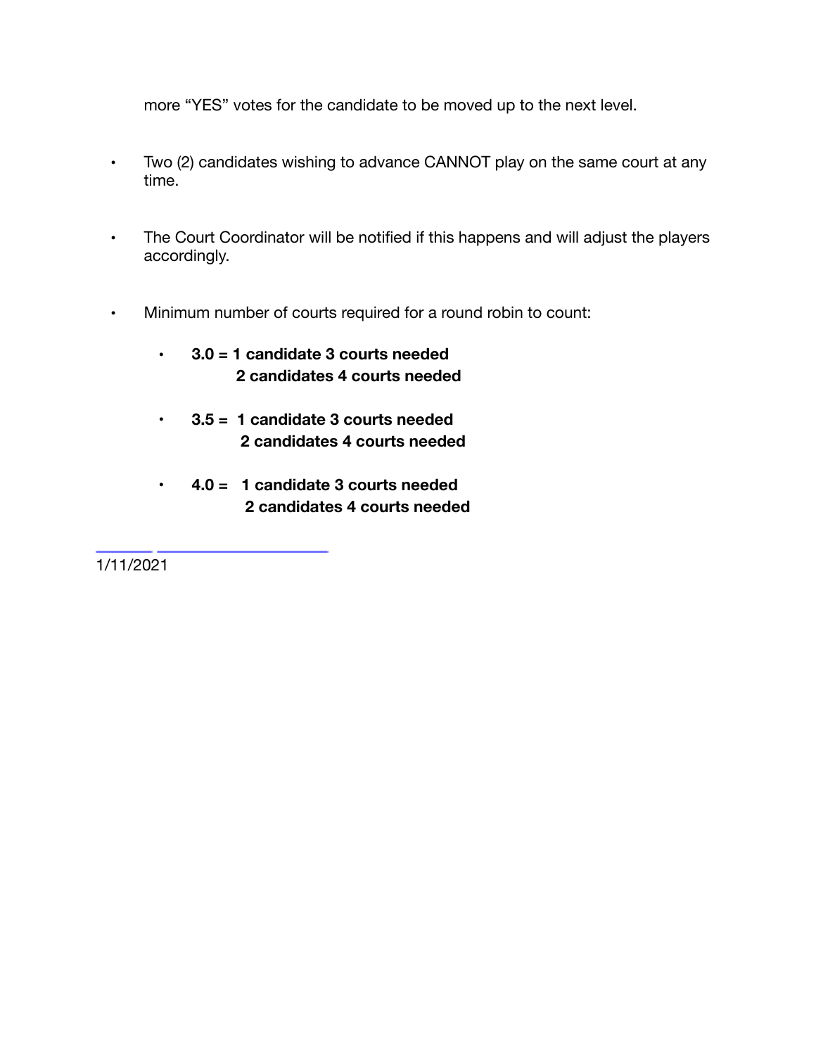more "YES" votes for the candidate to be moved up to the next level.

- Two (2) candidates wishing to advance CANNOT play on the same court at any time.

- The Court Coordinator will be notified if this happens and will adjust the players accordingly.

- Minimum number of courts required for a round robin to count:

  - **3.0 = 1 candidate 3 courts needed**
    **2 candidates 4 courts needed**

  - **3.5 = 1 candidate 3 courts needed**
    **2 candidates 4 courts needed**

  - **4.0 = 1 candidate 3 courts needed**
    **2 candidates 4 courts needed**

1/11/2021